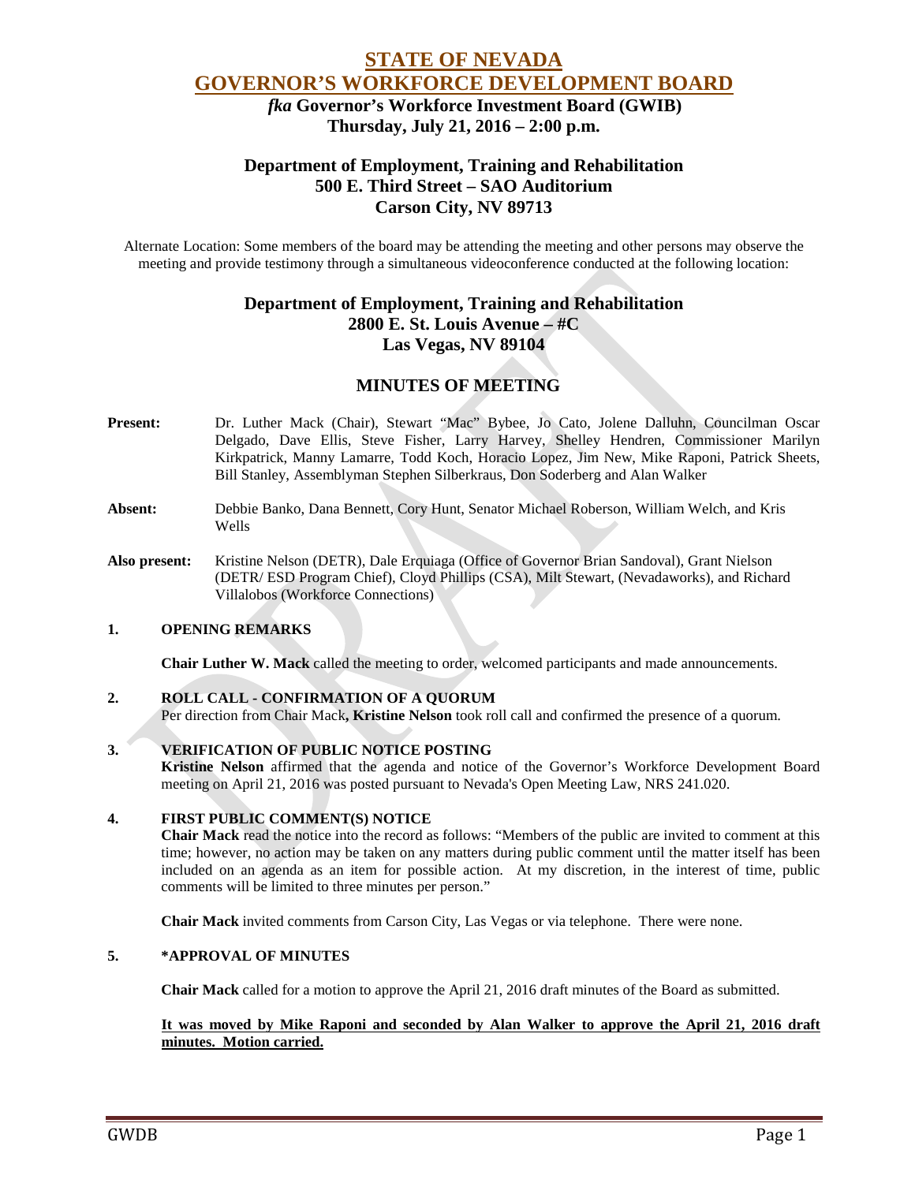# STATE OF NEVADA
# GOVERNOR'S WORKFORCE DEVELOPMENT BOARD

### *fka* Governor's Workforce Investment Board (GWIB)
### Thursday, July 21, 2016 – 2:00 p.m.

### Department of Employment, Training and Rehabilitation
### 500 E. Third Street – SAO Auditorium
### Carson City, NV 89713

Alternate Location: Some members of the board may be attending the meeting and other persons may observe the meeting and provide testimony through a simultaneous videoconference conducted at the following location:

### Department of Employment, Training and Rehabilitation
### 2800 E. St. Louis Avenue – #C
### Las Vegas, NV 89104

## MINUTES OF MEETING

**Present:** Dr. Luther Mack (Chair), Stewart "Mac" Bybee, Jo Cato, Jolene Dalluhn, Councilman Oscar Delgado, Dave Ellis, Steve Fisher, Larry Harvey, Shelley Hendren, Commissioner Marilyn Kirkpatrick, Manny Lamarre, Todd Koch, Horacio Lopez, Jim New, Mike Raponi, Patrick Sheets, Bill Stanley, Assemblyman Stephen Silberkraus, Don Soderberg and Alan Walker

**Absent:** Debbie Banko, Dana Bennett, Cory Hunt, Senator Michael Roberson, William Welch, and Kris Wells

**Also present:** Kristine Nelson (DETR), Dale Erquiaga (Office of Governor Brian Sandoval), Grant Nielson (DETR/ ESD Program Chief), Cloyd Phillips (CSA), Milt Stewart, (Nevadaworks), and Richard Villalobos (Workforce Connections)

**1. OPENING REMARKS**

**Chair Luther W. Mack** called the meeting to order, welcomed participants and made announcements.

**2. ROLL CALL - CONFIRMATION OF A QUORUM**

Per direction from Chair Mack**, Kristine Nelson** took roll call and confirmed the presence of a quorum.

**3. VERIFICATION OF PUBLIC NOTICE POSTING**

**Kristine Nelson** affirmed that the agenda and notice of the Governor's Workforce Development Board meeting on April 21, 2016 was posted pursuant to Nevada's Open Meeting Law, NRS 241.020.

**4. FIRST PUBLIC COMMENT(S) NOTICE**

**Chair Mack** read the notice into the record as follows: "Members of the public are invited to comment at this time; however, no action may be taken on any matters during public comment until the matter itself has been included on an agenda as an item for possible action. At my discretion, in the interest of time, public comments will be limited to three minutes per person."

**Chair Mack** invited comments from Carson City, Las Vegas or via telephone. There were none.

**5. *APPROVAL OF MINUTES**

**Chair Mack** called for a motion to approve the April 21, 2016 draft minutes of the Board as submitted.

**<u>It was moved by Mike Raponi and seconded by Alan Walker to approve the April 21, 2016 draft minutes. Motion carried.</u>**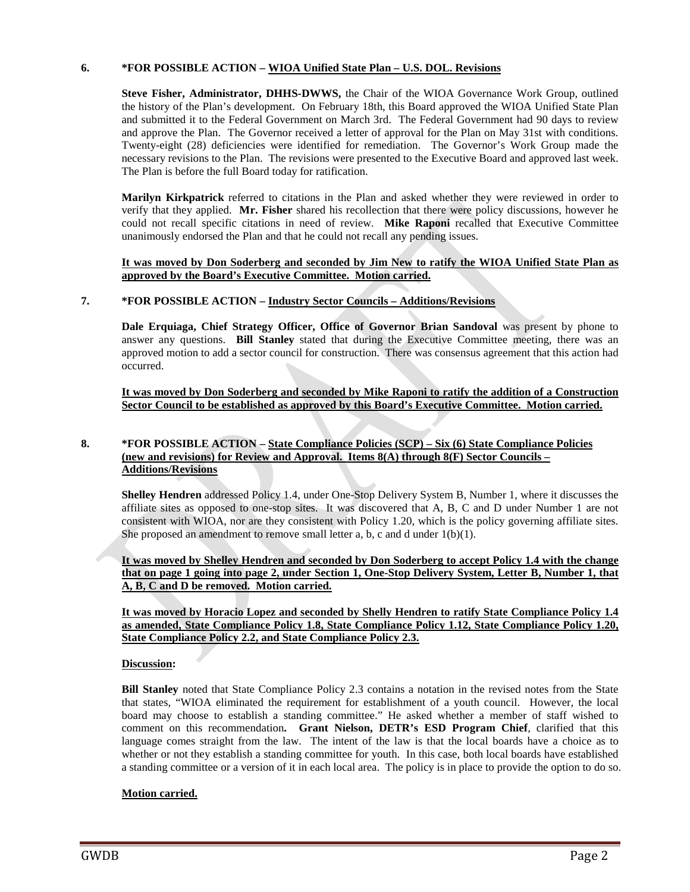**6. \*FOR POSSIBLE ACTION – WIOA Unified State Plan – U.S. DOL. Revisions**

**Steve Fisher, Administrator, DHHS-DWWS,** the Chair of the WIOA Governance Work Group, outlined the history of the Plan's development. On February 18th, this Board approved the WIOA Unified State Plan and submitted it to the Federal Government on March 3rd. The Federal Government had 90 days to review and approve the Plan. The Governor received a letter of approval for the Plan on May 31st with conditions. Twenty-eight (28) deficiencies were identified for remediation. The Governor's Work Group made the necessary revisions to the Plan. The revisions were presented to the Executive Board and approved last week. The Plan is before the full Board today for ratification.

**Marilyn Kirkpatrick** referred to citations in the Plan and asked whether they were reviewed in order to verify that they applied. **Mr. Fisher** shared his recollection that there were policy discussions, however he could not recall specific citations in need of review. **Mike Raponi** recalled that Executive Committee unanimously endorsed the Plan and that he could not recall any pending issues.

**It was moved by Don Soderberg and seconded by Jim New to ratify the WIOA Unified State Plan as approved by the Board's Executive Committee. Motion carried.**

**7. \*FOR POSSIBLE ACTION – Industry Sector Councils – Additions/Revisions**

**Dale Erquiaga, Chief Strategy Officer, Office of Governor Brian Sandoval** was present by phone to answer any questions. **Bill Stanley** stated that during the Executive Committee meeting, there was an approved motion to add a sector council for construction. There was consensus agreement that this action had occurred.

**It was moved by Don Soderberg and seconded by Mike Raponi to ratify the addition of a Construction Sector Council to be established as approved by this Board's Executive Committee. Motion carried.**

**8. \*FOR POSSIBLE ACTION – State Compliance Policies (SCP) – Six (6) State Compliance Policies (new and revisions) for Review and Approval. Items 8(A) through 8(F) Sector Councils – Additions/Revisions**

**Shelley Hendren** addressed Policy 1.4, under One-Stop Delivery System B, Number 1, where it discusses the affiliate sites as opposed to one-stop sites. It was discovered that A, B, C and D under Number 1 are not consistent with WIOA, nor are they consistent with Policy 1.20, which is the policy governing affiliate sites. She proposed an amendment to remove small letter a, b, c and d under 1(b)(1).

**It was moved by Shelley Hendren and seconded by Don Soderberg to accept Policy 1.4 with the change that on page 1 going into page 2, under Section 1, One-Stop Delivery System, Letter B, Number 1, that A, B, C and D be removed. Motion carried.**

**It was moved by Horacio Lopez and seconded by Shelly Hendren to ratify State Compliance Policy 1.4 as amended, State Compliance Policy 1.8, State Compliance Policy 1.12, State Compliance Policy 1.20, State Compliance Policy 2.2, and State Compliance Policy 2.3.**

**Discussion:**

**Bill Stanley** noted that State Compliance Policy 2.3 contains a notation in the revised notes from the State that states, "WIOA eliminated the requirement for establishment of a youth council. However, the local board may choose to establish a standing committee." He asked whether a member of staff wished to comment on this recommendation**. Grant Nielson, DETR's ESD Program Chief**, clarified that this language comes straight from the law. The intent of the law is that the local boards have a choice as to whether or not they establish a standing committee for youth. In this case, both local boards have established a standing committee or a version of it in each local area. The policy is in place to provide the option to do so.

**Motion carried.**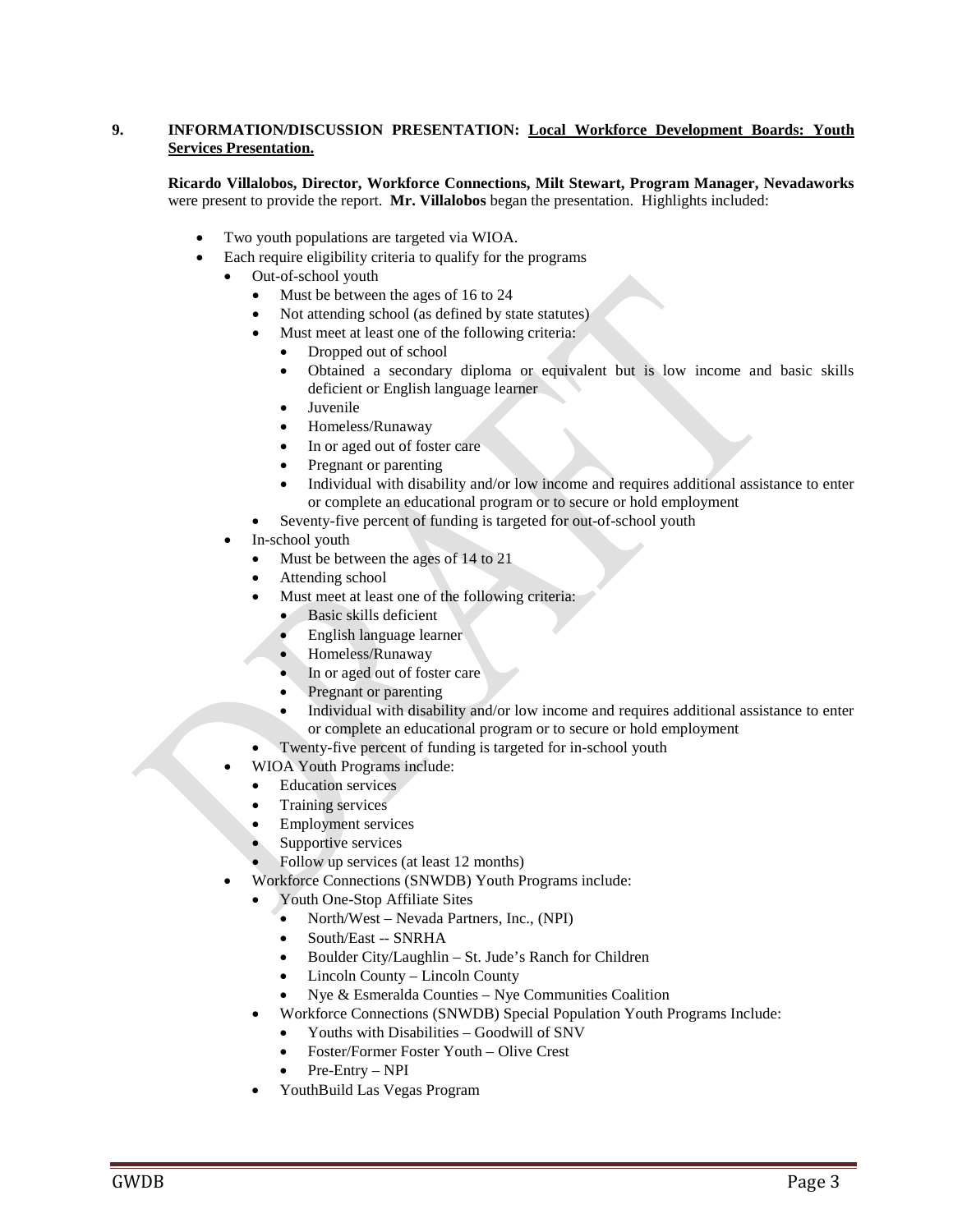**9. INFORMATION/DISCUSSION PRESENTATION:** **Local Workforce Development Boards: Youth Services Presentation.**

**Ricardo Villalobos, Director, Workforce Connections, Milt Stewart, Program Manager, Nevadaworks** were present to provide the report. **Mr. Villalobos** began the presentation. Highlights included:

- Two youth populations are targeted via WIOA.
- Each require eligibility criteria to qualify for the programs
  - Out-of-school youth
    - Must be between the ages of 16 to 24
    - Not attending school (as defined by state statutes)
    - Must meet at least one of the following criteria:
      - Dropped out of school
      - Obtained a secondary diploma or equivalent but is low income and basic skills deficient or English language learner
      - Juvenile
      - Homeless/Runaway
      - In or aged out of foster care
      - Pregnant or parenting
      - Individual with disability and/or low income and requires additional assistance to enter or complete an educational program or to secure or hold employment
    - Seventy-five percent of funding is targeted for out-of-school youth
  - In-school youth
    - Must be between the ages of 14 to 21
    - Attending school
    - Must meet at least one of the following criteria:
      - Basic skills deficient
      - English language learner
      - Homeless/Runaway
      - In or aged out of foster care
      - Pregnant or parenting
      - Individual with disability and/or low income and requires additional assistance to enter or complete an educational program or to secure or hold employment
    - Twenty-five percent of funding is targeted for in-school youth
  - WIOA Youth Programs include:
    - Education services
    - Training services
    - Employment services
    - Supportive services
    - Follow up services (at least 12 months)
  - Workforce Connections (SNWDB) Youth Programs include:
    - Youth One-Stop Affiliate Sites
      - North/West – Nevada Partners, Inc., (NPI)
      - South/East -- SNRHA
      - Boulder City/Laughlin – St. Jude's Ranch for Children
      - Lincoln County – Lincoln County
      - Nye & Esmeralda Counties – Nye Communities Coalition
    - Workforce Connections (SNWDB) Special Population Youth Programs Include:
      - Youths with Disabilities – Goodwill of SNV
      - Foster/Former Foster Youth – Olive Crest
      - Pre-Entry – NPI
    - YouthBuild Las Vegas Program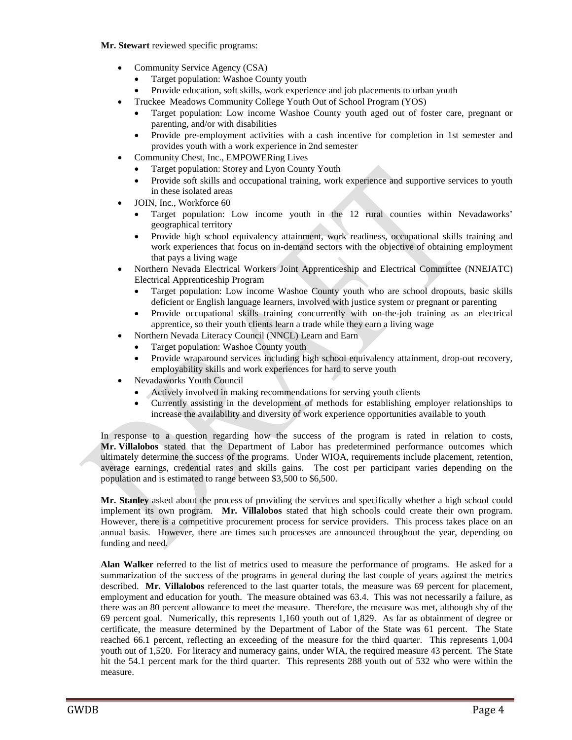**Mr. Stewart** reviewed specific programs:

- Community Service Agency (CSA)
  - Target population: Washoe County youth
  - Provide education, soft skills, work experience and job placements to urban youth
- Truckee Meadows Community College Youth Out of School Program (YOS)
  - Target population: Low income Washoe County youth aged out of foster care, pregnant or parenting, and/or with disabilities
  - Provide pre-employment activities with a cash incentive for completion in 1st semester and provides youth with a work experience in 2nd semester
- Community Chest, Inc., EMPOWERing Lives
  - Target population: Storey and Lyon County Youth
  - Provide soft skills and occupational training, work experience and supportive services to youth in these isolated areas
- JOIN, Inc., Workforce 60
  - Target population: Low income youth in the 12 rural counties within Nevadaworks' geographical territory
  - Provide high school equivalency attainment, work readiness, occupational skills training and work experiences that focus on in-demand sectors with the objective of obtaining employment that pays a living wage
- Northern Nevada Electrical Workers Joint Apprenticeship and Electrical Committee (NNEJATC) Electrical Apprenticeship Program
  - Target population: Low income Washoe County youth who are school dropouts, basic skills deficient or English language learners, involved with justice system or pregnant or parenting
  - Provide occupational skills training concurrently with on-the-job training as an electrical apprentice, so their youth clients learn a trade while they earn a living wage
- Northern Nevada Literacy Council (NNCL) Learn and Earn
  - Target population: Washoe County youth
  - Provide wraparound services including high school equivalency attainment, drop-out recovery, employability skills and work experiences for hard to serve youth
- Nevadaworks Youth Council
  - Actively involved in making recommendations for serving youth clients
  - Currently assisting in the development of methods for establishing employer relationships to increase the availability and diversity of work experience opportunities available to youth

In response to a question regarding how the success of the program is rated in relation to costs, **Mr. Villalobos** stated that the Department of Labor has predetermined performance outcomes which ultimately determine the success of the programs. Under WIOA, requirements include placement, retention, average earnings, credential rates and skills gains. The cost per participant varies depending on the population and is estimated to range between $3,500 to $6,500.

**Mr. Stanley** asked about the process of providing the services and specifically whether a high school could implement its own program. **Mr. Villalobos** stated that high schools could create their own program. However, there is a competitive procurement process for service providers. This process takes place on an annual basis. However, there are times such processes are announced throughout the year, depending on funding and need.

**Alan Walker** referred to the list of metrics used to measure the performance of programs. He asked for a summarization of the success of the programs in general during the last couple of years against the metrics described. **Mr. Villalobos** referenced to the last quarter totals, the measure was 69 percent for placement, employment and education for youth. The measure obtained was 63.4. This was not necessarily a failure, as there was an 80 percent allowance to meet the measure. Therefore, the measure was met, although shy of the 69 percent goal. Numerically, this represents 1,160 youth out of 1,829. As far as obtainment of degree or certificate, the measure determined by the Department of Labor of the State was 61 percent. The State reached 66.1 percent, reflecting an exceeding of the measure for the third quarter. This represents 1,004 youth out of 1,520. For literacy and numeracy gains, under WIA, the required measure 43 percent. The State hit the 54.1 percent mark for the third quarter. This represents 288 youth out of 532 who were within the measure.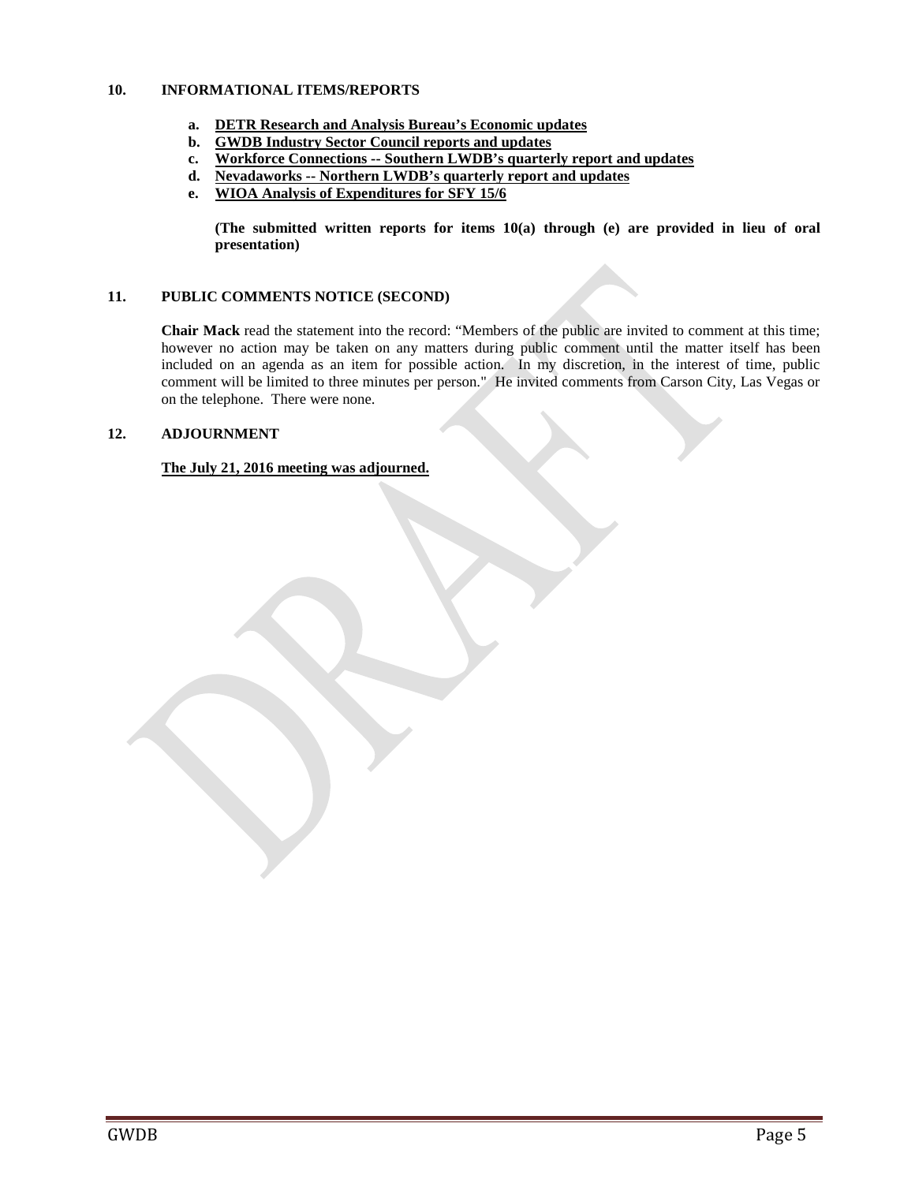**10. INFORMATIONAL ITEMS/REPORTS**

a. **DETR Research and Analysis Bureau's Economic updates**
b. **GWDB Industry Sector Council reports and updates**
c. **Workforce Connections -- Southern LWDB's quarterly report and updates**
d. **Nevadaworks -- Northern LWDB's quarterly report and updates**
e. **WIOA Analysis of Expenditures for SFY 15/6**

**(The submitted written reports for items 10(a) through (e) are provided in lieu of oral presentation)**

**11. PUBLIC COMMENTS NOTICE (SECOND)**

**Chair Mack** read the statement into the record: "Members of the public are invited to comment at this time; however no action may be taken on any matters during public comment until the matter itself has been included on an agenda as an item for possible action. In my discretion, in the interest of time, public comment will be limited to three minutes per person." He invited comments from Carson City, Las Vegas or on the telephone. There were none.

**12. ADJOURNMENT**

**The July 21, 2016 meeting was adjourned.**